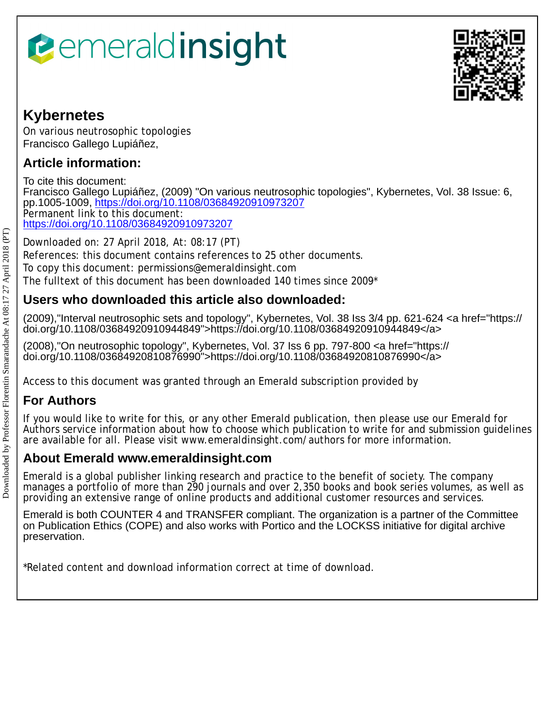# Kybernetes

On various neutrosophic topologies
Francisco Gallego Lupiáñez,

## Article information:

To cite this document:
Francisco Gallego Lupiáñez, (2009) "On various neutrosophic topologies", Kybernetes, Vol. 38 Issue: 6, pp.1005-1009, https://doi.org/10.1108/03684920910973207
Permanent link to this document:
https://doi.org/10.1108/03684920910973207

Downloaded on: 27 April 2018, At: 08:17 (PT)
References: this document contains references to 25 other documents.
To copy this document: permissions@emeraldinsight.com
The fulltext of this document has been downloaded 140 times since 2009*

## Users who downloaded this article also downloaded:

(2009),"Interval neutrosophic sets and topology", Kybernetes, Vol. 38 Iss 3/4 pp. 621-624 <a href="https://doi.org/10.1108/03684920910944849">https://doi.org/10.1108/03684920910944849</a>

(2008),"On neutrosophic topology", Kybernetes, Vol. 37 Iss 6 pp. 797-800 <a href="https://doi.org/10.1108/03684920810876990">https://doi.org/10.1108/03684920810876990</a>

Access to this document was granted through an Emerald subscription provided by

## For Authors

If you would like to write for this, or any other Emerald publication, then please use our Emerald for Authors service information about how to choose which publication to write for and submission guidelines are available for all. Please visit www.emeraldinsight.com/authors for more information.

## About Emerald www.emeraldinsight.com

Emerald is a global publisher linking research and practice to the benefit of society. The company manages a portfolio of more than 290 journals and over 2,350 books and book series volumes, as well as providing an extensive range of online products and additional customer resources and services.

Emerald is both COUNTER 4 and TRANSFER compliant. The organization is a partner of the Committee on Publication Ethics (COPE) and also works with Portico and the LOCKSS initiative for digital archive preservation.

*Related content and download information correct at time of download.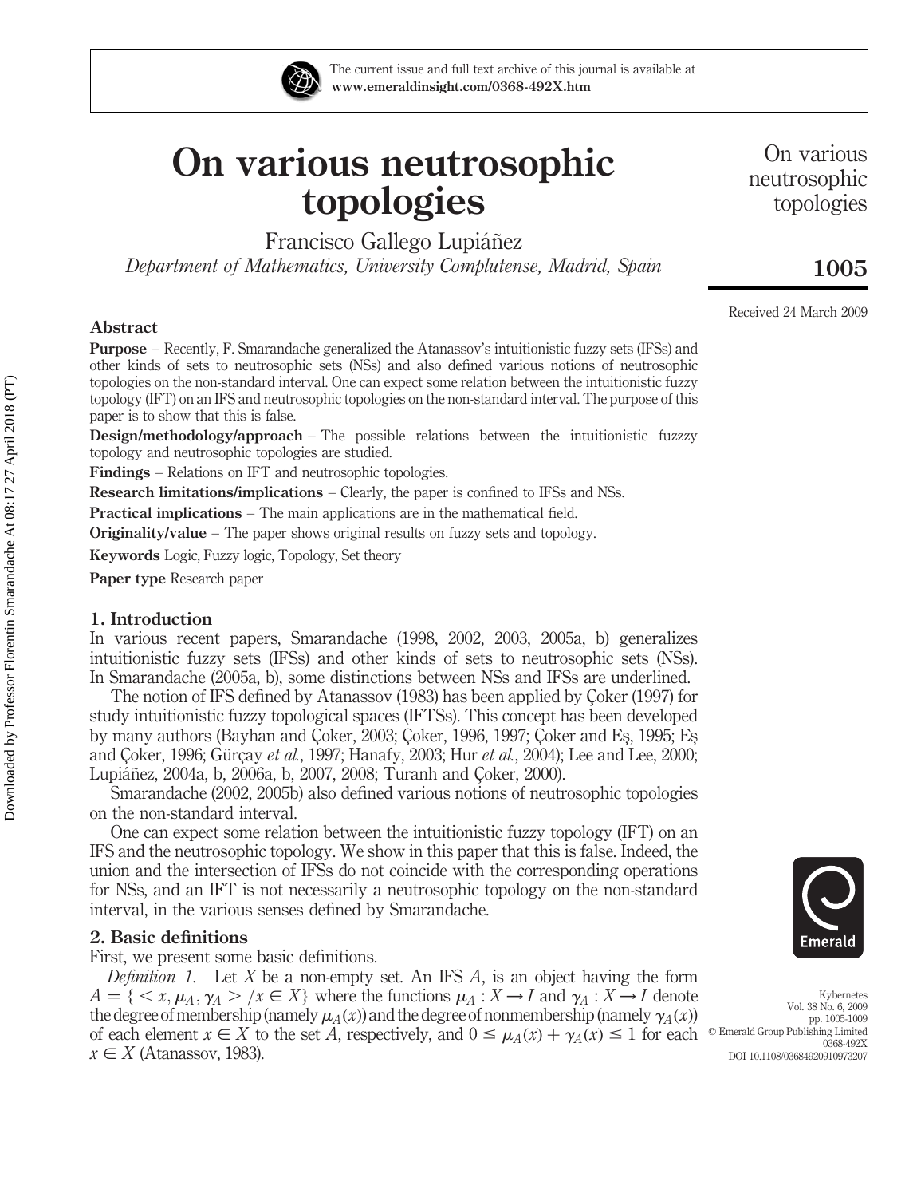# On various neutrosophic topologies

Francisco Gallego Lupiáñez

*Department of Mathematics, University Complutense, Madrid, Spain*

Received 24 March 2009

## Abstract

**Purpose** – Recently, F. Smarandache generalized the Atanassov's intuitionistic fuzzy sets (IFSs) and other kinds of sets to neutrosophic sets (NSs) and also defined various notions of neutrosophic topologies on the non-standard interval. One can expect some relation between the intuitionistic fuzzy topology (IFT) on an IFS and neutrosophic topologies on the non-standard interval. The purpose of this paper is to show that this is false.

**Design/methodology/approach** – The possible relations between the intuitionistic fuzzzy topology and neutrosophic topologies are studied.

**Findings** – Relations on IFT and neutrosophic topologies.

**Research limitations/implications** – Clearly, the paper is confined to IFSs and NSs.

**Practical implications** – The main applications are in the mathematical field.

**Originality/value** – The paper shows original results on fuzzy sets and topology.

**Keywords** Logic, Fuzzy logic, Topology, Set theory

**Paper type** Research paper

## 1. Introduction

In various recent papers, Smarandache (1998, 2002, 2003, 2005a, b) generalizes intuitionistic fuzzy sets (IFSs) and other kinds of sets to neutrosophic sets (NSs). In Smarandache (2005a, b), some distinctions between NSs and IFSs are underlined.

The notion of IFS defined by Atanassov (1983) has been applied by Çoker (1997) for study intuitionistic fuzzy topological spaces (IFTSs). This concept has been developed by many authors (Bayhan and Çoker, 2003; Çoker, 1996, 1997; Çoker and Eş, 1995; Eş and Çoker, 1996; Gürçay *et al.*, 1997; Hanafy, 2003; Hur *et al.*, 2004); Lee and Lee, 2000; Lupiáñez, 2004a, b, 2006a, b, 2007, 2008; Turanh and Çoker, 2000).

Smarandache (2002, 2005b) also defined various notions of neutrosophic topologies on the non-standard interval.

One can expect some relation between the intuitionistic fuzzy topology (IFT) on an IFS and the neutrosophic topology. We show in this paper that this is false. Indeed, the union and the intersection of IFSs do not coincide with the corresponding operations for NSs, and an IFT is not necessarily a neutrosophic topology on the non-standard interval, in the various senses defined by Smarandache.

## 2. Basic definitions

First, we present some basic definitions.

*Definition 1.* Let $X$ be a non-empty set. An IFS $A$, is an object having the form $A = \{ < x, \mu_A, \gamma_A > /x \in X\}$ where the functions $\mu_A : X \rightarrow I$ and $\gamma_A : X \rightarrow I$ denote the degree of membership (namely $\mu_A(x)$) and the degree of nonmembership (namely $\gamma_A(x)$) of each element $x \in X$ to the set $A$, respectively, and $0 \leq \mu_A(x) + \gamma_A(x) \leq 1$ for each $x \in X$ (Atanassov, 1983).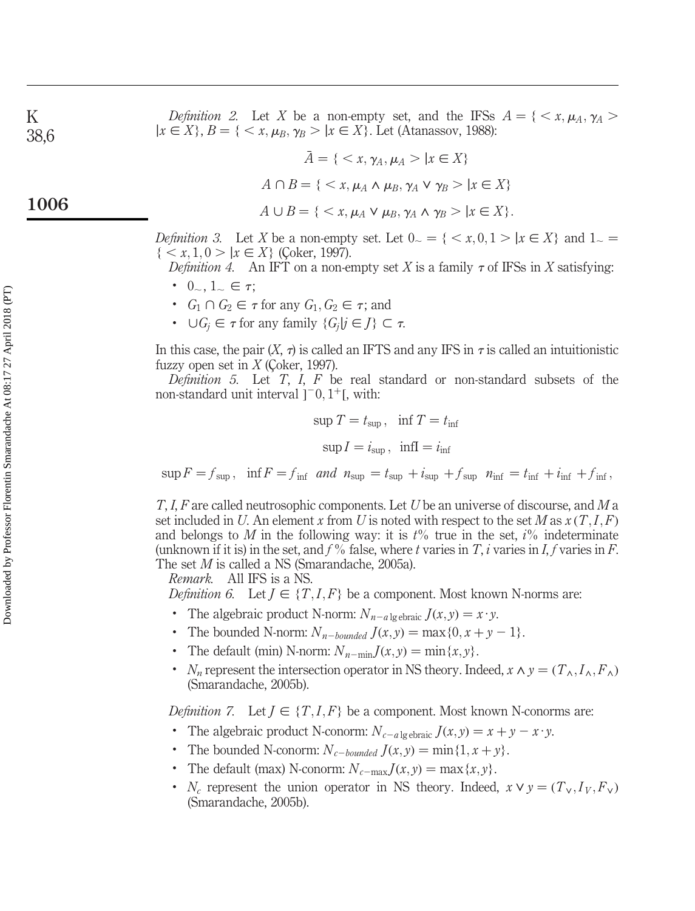*Definition 2.* Let $X$ be a non-empty set, and the IFSs $A = \{ < x, \mu_A, \gamma_A > | x \in X\}$, $B = \{ < x, \mu_B, \gamma_B > | x \in X\}$. Let (Atanassov, 1988):

$$\bar{A} = \{ < x, \gamma_A, \mu_A > | x \in X\}$$

$$A \cap B = \{ < x, \mu_A \wedge \mu_B, \gamma_A \vee \gamma_B > | x \in X\}$$

$$A \cup B = \{ < x, \mu_A \vee \mu_B, \gamma_A \wedge \gamma_B > | x \in X\}.$$

*Definition 3.* Let $X$ be a non-empty set. Let $0_\sim = \{ < x, 0, 1 > | x \in X\}$ and $1_\sim = \{ < x, 1, 0 > | x \in X\}$ (Çoker, 1997).

*Definition 4.* An IFT on a non-empty set $X$ is a family $\tau$ of IFSs in $X$ satisfying:

- $0_\sim, 1_\sim \in \tau$;
- $G_1 \cap G_2 \in \tau$ for any $G_1, G_2 \in \tau$; and
- $\cup G_j \in \tau$ for any family $\{G_j | j \in J\} \subset \tau$.

In this case, the pair $(X, \tau)$ is called an IFTS and any IFS in $\tau$ is called an intuitionistic fuzzy open set in $X$ (Çoker, 1997).

*Definition 5.* Let $T$, $I$, $F$ be real standard or non-standard subsets of the non-standard unit interval $]^-0, 1^+[$, with:

$$\sup T = t_{\sup}, \quad \inf T = t_{\inf}$$

$$\sup I = i_{\sup}, \quad \inf I = i_{\inf}$$

$$\sup F = f_{\sup}, \quad \inf F = f_{\inf} \quad \textit{and} \quad n_{\sup} = t_{\sup} + i_{\sup} + f_{\sup} \quad n_{\inf} = t_{\inf} + i_{\inf} + f_{\inf},$$

$T, I, F$ are called neutrosophic components. Let $U$ be an universe of discourse, and $M$ a set included in $U$. An element $x$ from $U$ is noted with respect to the set $M$ as $x(T, I, F)$ and belongs to $M$ in the following way: it is $t$% true in the set, $i$% indeterminate (unknown if it is) in the set, and $f$% false, where $t$ varies in $T$, $i$ varies in $I$, $f$ varies in $F$. The set $M$ is called a NS (Smarandache, 2005a).

*Remark.* All IFS is a NS.

*Definition 6.* Let $J \in \{T, I, F\}$ be a component. Most known N-norms are:

- The algebraic product N-norm: $N_{n-\mathrm{algebraic}}\, J(x, y) = x \cdot y$.
- The bounded N-norm: $N_{n-bounded}\, J(x, y) = \max\{0, x + y - 1\}$.
- The default (min) N-norm: $N_{n-\min} J(x, y) = \min\{x, y\}$.
- $N_n$ represent the intersection operator in NS theory. Indeed, $x \wedge y = (T_\wedge, I_\wedge, F_\wedge)$ (Smarandache, 2005b).

*Definition 7.* Let $J \in \{T, I, F\}$ be a component. Most known N-conorms are:

- The algebraic product N-conorm: $N_{c-\mathrm{algebraic}}\, J(x, y) = x + y - x \cdot y$.
- The bounded N-conorm: $N_{c-bounded}\, J(x, y) = \min\{1, x + y\}$.
- The default (max) N-conorm: $N_{c-\max} J(x, y) = \max\{x, y\}$.
- $N_c$ represent the union operator in NS theory. Indeed, $x \vee y = (T_\vee, I_V, F_\vee)$ (Smarandache, 2005b).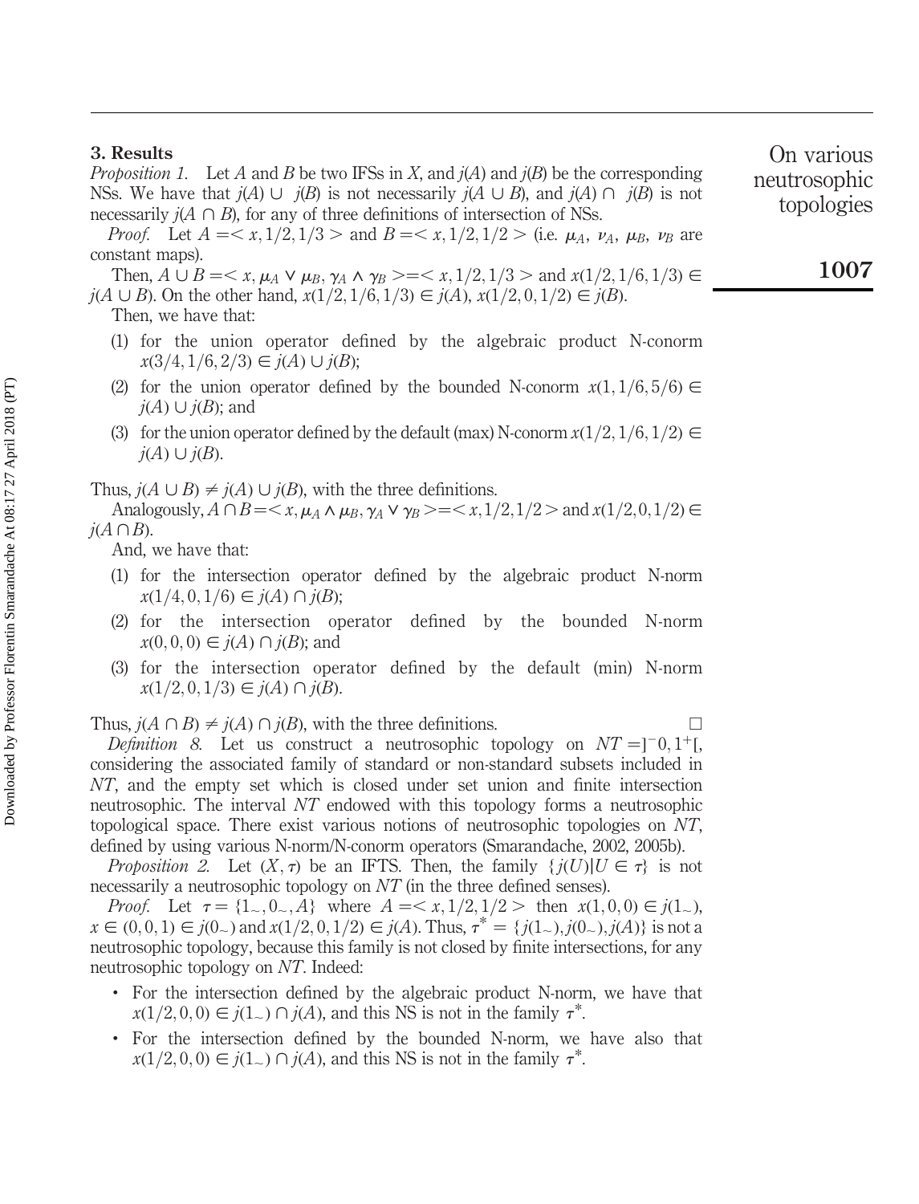## 3. Results

*Proposition 1.* Let $A$ and $B$ be two IFSs in $X$, and $j(A)$ and $j(B)$ be the corresponding NSs. We have that $j(A) \cup j(B)$ is not necessarily $j(A \cup B)$, and $j(A) \cap j(B)$ is not necessarily $j(A \cap B)$, for any of three definitions of intersection of NSs.

*Proof.* Let $A = < x, 1/2, 1/3 >$ and $B = < x, 1/2, 1/2 >$ (i.e. $\mu_A$, $\nu_A$, $\mu_B$, $\nu_B$ are constant maps).

Then, $A \cup B = < x, \mu_A \vee \mu_B, \gamma_A \wedge \gamma_B > = < x, 1/2, 1/3 >$ and $x(1/2, 1/6, 1/3) \in j(A \cup B)$. On the other hand, $x(1/2, 1/6, 1/3) \in j(A)$, $x(1/2, 0, 1/2) \in j(B)$.

Then, we have that:

1. for the union operator defined by the algebraic product N-conorm $x(3/4, 1/6, 2/3) \in j(A) \cup j(B)$;
2. for the union operator defined by the bounded N-conorm $x(1, 1/6, 5/6) \in j(A) \cup j(B)$; and
3. for the union operator defined by the default (max) N-conorm $x(1/2, 1/6, 1/2) \in j(A) \cup j(B)$.

Thus, $j(A \cup B) \neq j(A) \cup j(B)$, with the three definitions.

Analogously, $A \cap B = < x, \mu_A \wedge \mu_B, \gamma_A \vee \gamma_B > = < x, 1/2, 1/2 >$ and $x(1/2, 0, 1/2) \in j(A \cap B)$.

And, we have that:

1. for the intersection operator defined by the algebraic product N-norm $x(1/4, 0, 1/6) \in j(A) \cap j(B)$;
2. for the intersection operator defined by the bounded N-norm $x(0, 0, 0) \in j(A) \cap j(B)$; and
3. for the intersection operator defined by the default (min) N-norm $x(1/2, 0, 1/3) \in j(A) \cap j(B)$.

Thus, $j(A \cap B) \neq j(A) \cap j(B)$, with the three definitions. □

*Definition 8.* Let us construct a neutrosophic topology on $NT = ]^{-}0, 1^{+}[$, considering the associated family of standard or non-standard subsets included in $NT$, and the empty set which is closed under set union and finite intersection neutrosophic. The interval $NT$ endowed with this topology forms a neutrosophic topological space. There exist various notions of neutrosophic topologies on $NT$, defined by using various N-norm/N-conorm operators (Smarandache, 2002, 2005b).

*Proposition 2.* Let $(X, \tau)$ be an IFTS. Then, the family $\{j(U) | U \in \tau\}$ is not necessarily a neutrosophic topology on $NT$ (in the three defined senses).

*Proof.* Let $\tau = \{1_{\sim}, 0_{\sim}, A\}$ where $A = < x, 1/2, 1/2 >$ then $x(1, 0, 0) \in j(1_{\sim})$, $x \in (0, 0, 1) \in j(0_{\sim})$ and $x(1/2, 0, 1/2) \in j(A)$. Thus, $\tau^{*} = \{j(1_{\sim}), j(0_{\sim}), j(A)\}$ is not a neutrosophic topology, because this family is not closed by finite intersections, for any neutrosophic topology on $NT$. Indeed:

- For the intersection defined by the algebraic product N-norm, we have that $x(1/2, 0, 0) \in j(1_{\sim}) \cap j(A)$, and this NS is not in the family $\tau^{*}$.
- For the intersection defined by the bounded N-norm, we have also that $x(1/2, 0, 0) \in j(1_{\sim}) \cap j(A)$, and this NS is not in the family $\tau^{*}$.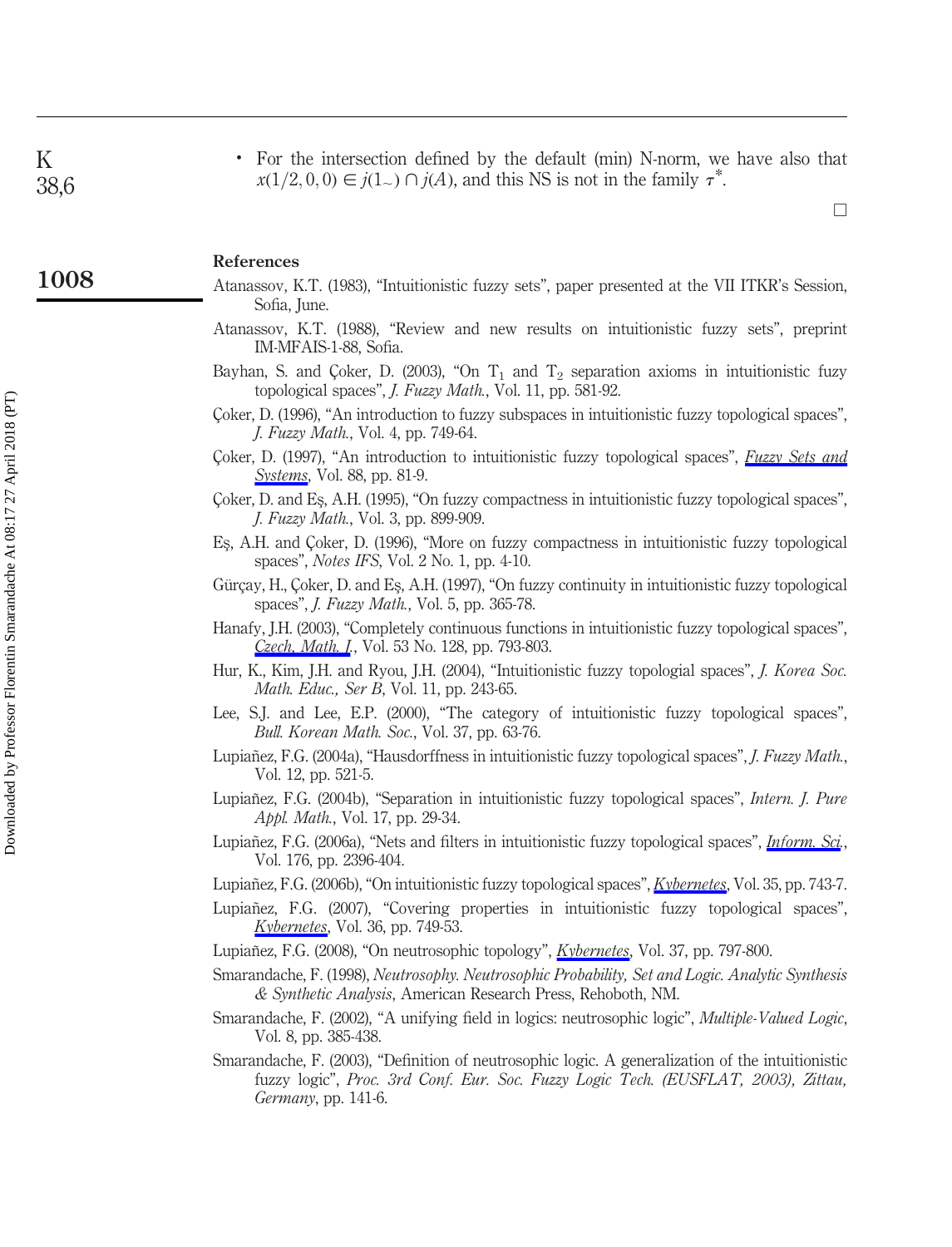- For the intersection defined by the default (min) N-norm, we have also that $x(1/2, 0, 0) \in j(1_{\sim}) \cap j(A)$, and this NS is not in the family $\tau^*$.

□

## References

Atanassov, K.T. (1983), "Intuitionistic fuzzy sets", paper presented at the VII ITKR's Session, Sofia, June.

Atanassov, K.T. (1988), "Review and new results on intuitionistic fuzzy sets", preprint IM-MFAIS-1-88, Sofia.

Bayhan, S. and Çoker, D. (2003), "On $T_1$ and $T_2$ separation axioms in intuitionistic fuzy topological spaces", *J. Fuzzy Math.*, Vol. 11, pp. 581-92.

Çoker, D. (1996), "An introduction to fuzzy subspaces in intuitionistic fuzzy topological spaces", *J. Fuzzy Math.*, Vol. 4, pp. 749-64.

Çoker, D. (1997), "An introduction to intuitionistic fuzzy topological spaces", *Fuzzy Sets and Systems*, Vol. 88, pp. 81-9.

Çoker, D. and Eş, A.H. (1995), "On fuzzy compactness in intuitionistic fuzzy topological spaces", *J. Fuzzy Math.*, Vol. 3, pp. 899-909.

Eş, A.H. and Çoker, D. (1996), "More on fuzzy compactness in intuitionistic fuzzy topological spaces", *Notes IFS*, Vol. 2 No. 1, pp. 4-10.

Gürçay, H., Çoker, D. and Eş, A.H. (1997), "On fuzzy continuity in intuitionistic fuzzy topological spaces", *J. Fuzzy Math.*, Vol. 5, pp. 365-78.

Hanafy, J.H. (2003), "Completely continuous functions in intuitionistic fuzzy topological spaces", *Czech. Math. J.*, Vol. 53 No. 128, pp. 793-803.

Hur, K., Kim, J.H. and Ryou, J.H. (2004), "Intuitionistic fuzzy topologial spaces", *J. Korea Soc. Math. Educ., Ser B*, Vol. 11, pp. 243-65.

Lee, S.J. and Lee, E.P. (2000), "The category of intuitionistic fuzzy topological spaces", *Bull. Korean Math. Soc.*, Vol. 37, pp. 63-76.

Lupiañez, F.G. (2004a), "Hausdorffness in intuitionistic fuzzy topological spaces", *J. Fuzzy Math.*, Vol. 12, pp. 521-5.

Lupiañez, F.G. (2004b), "Separation in intuitionistic fuzzy topological spaces", *Intern. J. Pure Appl. Math.*, Vol. 17, pp. 29-34.

Lupiañez, F.G. (2006a), "Nets and filters in intuitionistic fuzzy topological spaces", *Inform. Sci.*, Vol. 176, pp. 2396-404.

Lupiañez, F.G. (2006b), "On intuitionistic fuzzy topological spaces", *Kybernetes*, Vol. 35, pp. 743-7.

Lupiañez, F.G. (2007), "Covering properties in intuitionistic fuzzy topological spaces", *Kybernetes*, Vol. 36, pp. 749-53.

Lupiañez, F.G. (2008), "On neutrosophic topology", *Kybernetes*, Vol. 37, pp. 797-800.

Smarandache, F. (1998), *Neutrosophy. Neutrosophic Probability, Set and Logic. Analytic Synthesis & Synthetic Analysis*, American Research Press, Rehoboth, NM.

Smarandache, F. (2002), "A unifying field in logics: neutrosophic logic", *Multiple-Valued Logic*, Vol. 8, pp. 385-438.

Smarandache, F. (2003), "Definition of neutrosophic logic. A generalization of the intuitionistic fuzzy logic", *Proc. 3rd Conf. Eur. Soc. Fuzzy Logic Tech. (EUSFLAT, 2003), Zittau, Germany*, pp. 141-6.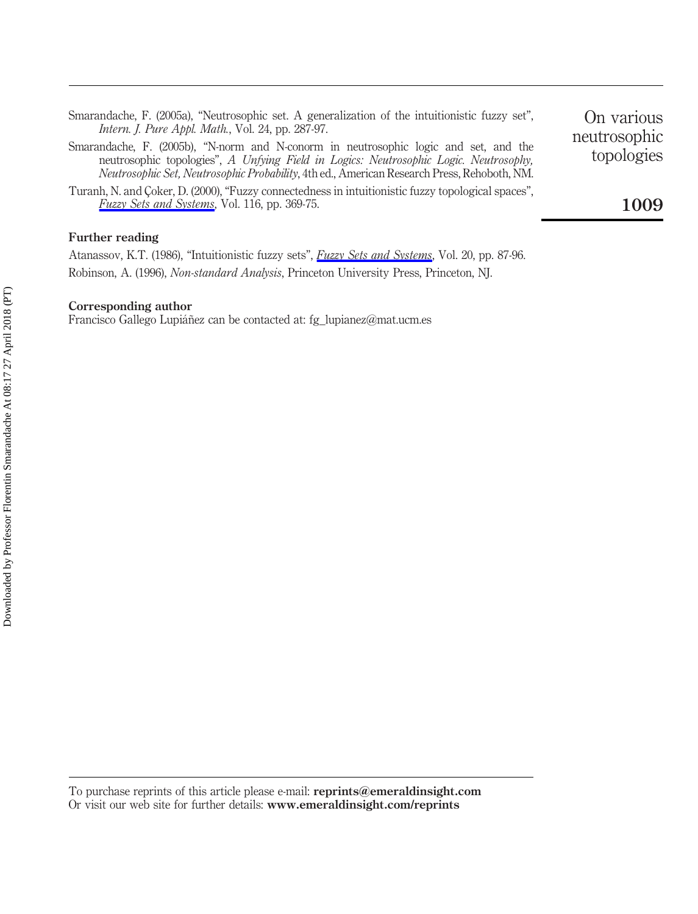Smarandache, F. (2005a), "Neutrosophic set. A generalization of the intuitionistic fuzzy set", *Intern. J. Pure Appl. Math.*, Vol. 24, pp. 287-97.

Smarandache, F. (2005b), "N-norm and N-conorm in neutrosophic logic and set, and the neutrosophic topologies", *A Unfying Field in Logics: Neutrosophic Logic. Neutrosophy, Neutrosophic Set, Neutrosophic Probability*, 4th ed., American Research Press, Rehoboth, NM.

Turanh, N. and Çoker, D. (2000), "Fuzzy connectedness in intuitionistic fuzzy topological spaces", *Fuzzy Sets and Systems*, Vol. 116, pp. 369-75.

## Further reading

Atanassov, K.T. (1986), "Intuitionistic fuzzy sets", *Fuzzy Sets and Systems*, Vol. 20, pp. 87-96.

Robinson, A. (1996), *Non-standard Analysis*, Princeton University Press, Princeton, NJ.

## Corresponding author

Francisco Gallego Lupiáñez can be contacted at: fg_lupianez@mat.ucm.es

To purchase reprints of this article please e-mail: **reprints@emeraldinsight.com**
Or visit our web site for further details: **www.emeraldinsight.com/reprints**